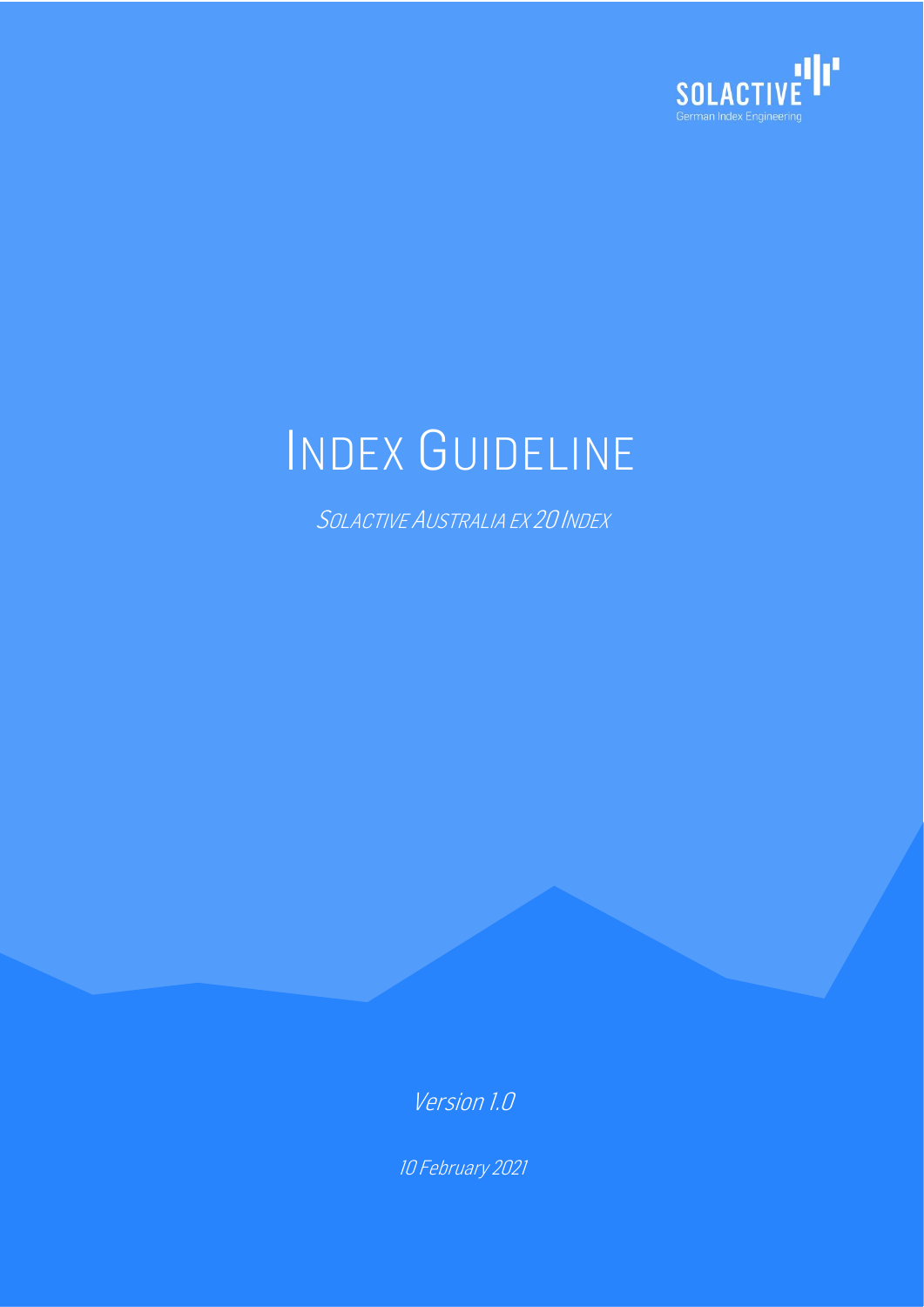SOLACTIVE

German Index Engineering

# INDEX GUIDELINE

*SOLACTIVE AUSTRALIA EX 20 INDEX*

*Version 1.0*

*10 February 2021*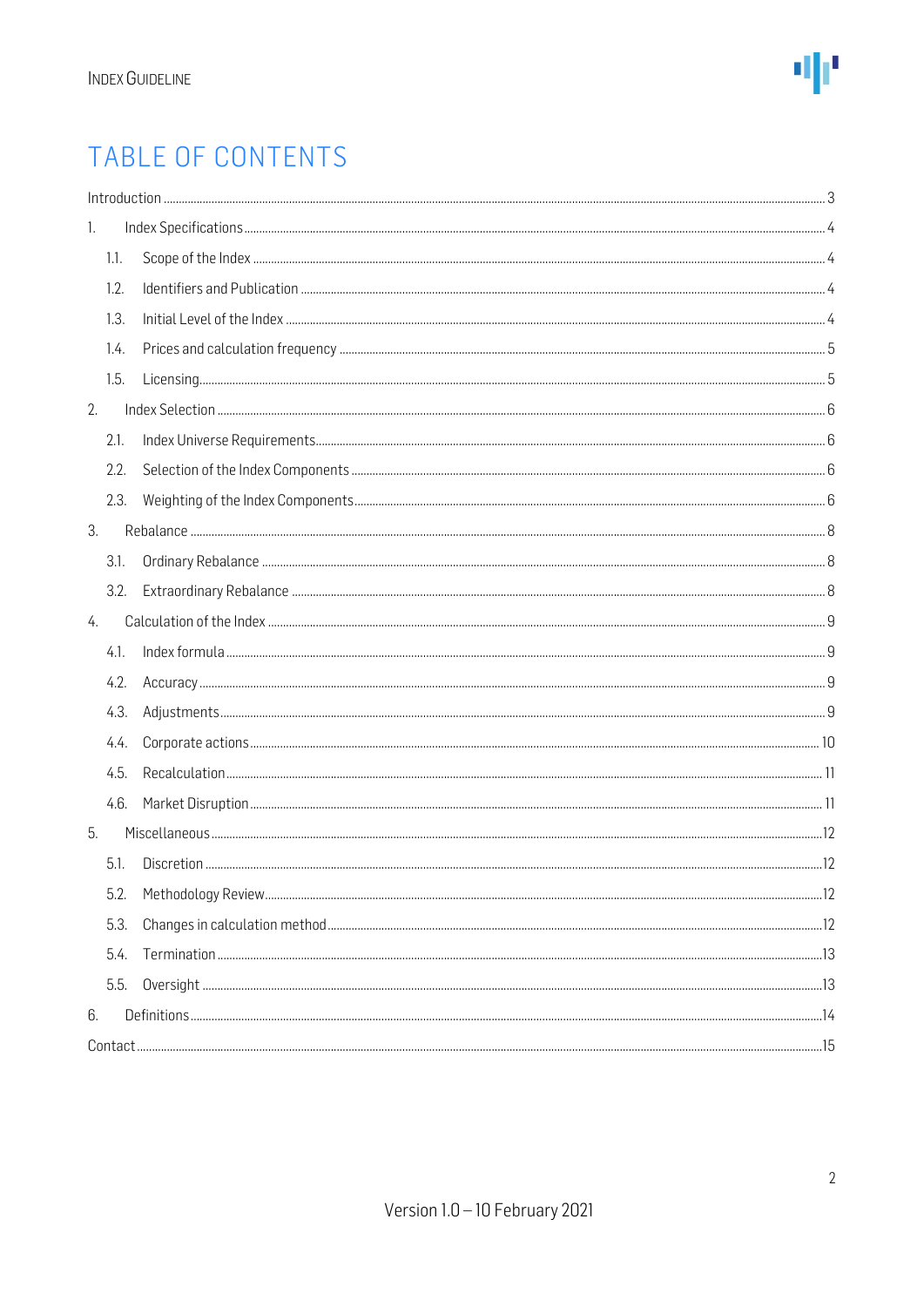# TABLE OF CONTENTS

Introduction ... 3

1. Index Specifications ... 4
   - 1.1. Scope of the Index ... 4
   - 1.2. Identifiers and Publication ... 4
   - 1.3. Initial Level of the Index ... 4
   - 1.4. Prices and calculation frequency ... 5
   - 1.5. Licensing ... 5
2. Index Selection ... 6
   - 2.1. Index Universe Requirements ... 6
   - 2.2. Selection of the Index Components ... 6
   - 2.3. Weighting of the Index Components ... 6
3. Rebalance ... 8
   - 3.1. Ordinary Rebalance ... 8
   - 3.2. Extraordinary Rebalance ... 8
4. Calculation of the Index ... 9
   - 4.1. Index formula ... 9
   - 4.2. Accuracy ... 9
   - 4.3. Adjustments ... 9
   - 4.4. Corporate actions ... 10
   - 4.5. Recalculation ... 11
   - 4.6. Market Disruption ... 11
5. Miscellaneous ... 12
   - 5.1. Discretion ... 12
   - 5.2. Methodology Review ... 12
   - 5.3. Changes in calculation method ... 12
   - 5.4. Termination ... 13
   - 5.5. Oversight ... 13
6. Definitions ... 14

Contact ... 15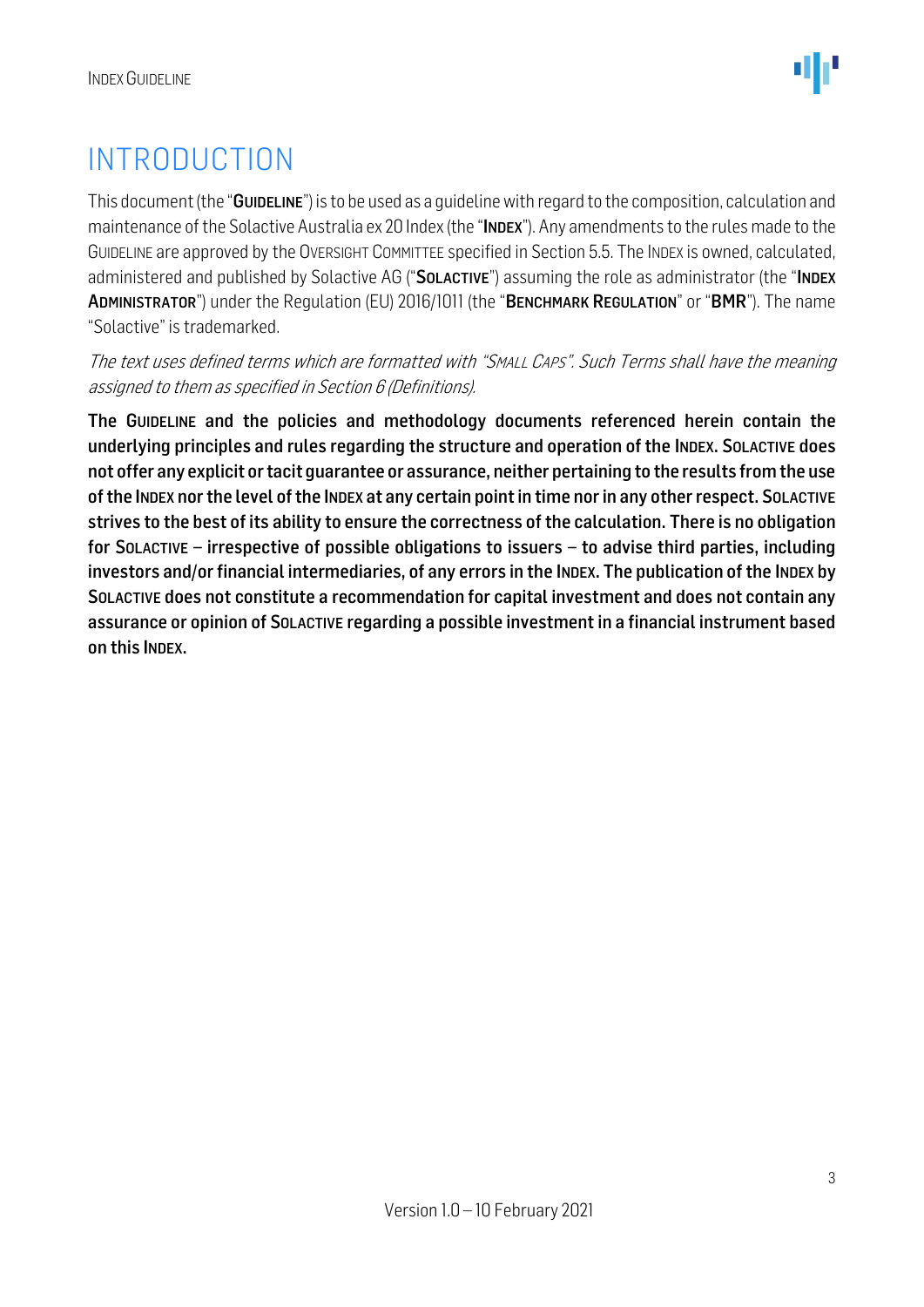# INTRODUCTION

This document (the "**GUIDELINE**") is to be used as a guideline with regard to the composition, calculation and maintenance of the Solactive Australia ex 20 Index (the "**INDEX**"). Any amendments to the rules made to the GUIDELINE are approved by the OVERSIGHT COMMITTEE specified in Section 5.5. The INDEX is owned, calculated, administered and published by Solactive AG ("**SOLACTIVE**") assuming the role as administrator (the "**INDEX ADMINISTRATOR**") under the Regulation (EU) 2016/1011 (the "**BENCHMARK REGULATION**" or "**BMR**"). The name "Solactive" is trademarked.

*The text uses defined terms which are formatted with "SMALL CAPS". Such Terms shall have the meaning assigned to them as specified in Section 6 (Definitions).*

**The GUIDELINE and the policies and methodology documents referenced herein contain the underlying principles and rules regarding the structure and operation of the INDEX. SOLACTIVE does not offer any explicit or tacit guarantee or assurance, neither pertaining to the results from the use of the INDEX nor the level of the INDEX at any certain point in time nor in any other respect. SOLACTIVE strives to the best of its ability to ensure the correctness of the calculation. There is no obligation for SOLACTIVE – irrespective of possible obligations to issuers – to advise third parties, including investors and/or financial intermediaries, of any errors in the INDEX. The publication of the INDEX by SOLACTIVE does not constitute a recommendation for capital investment and does not contain any assurance or opinion of SOLACTIVE regarding a possible investment in a financial instrument based on this INDEX.**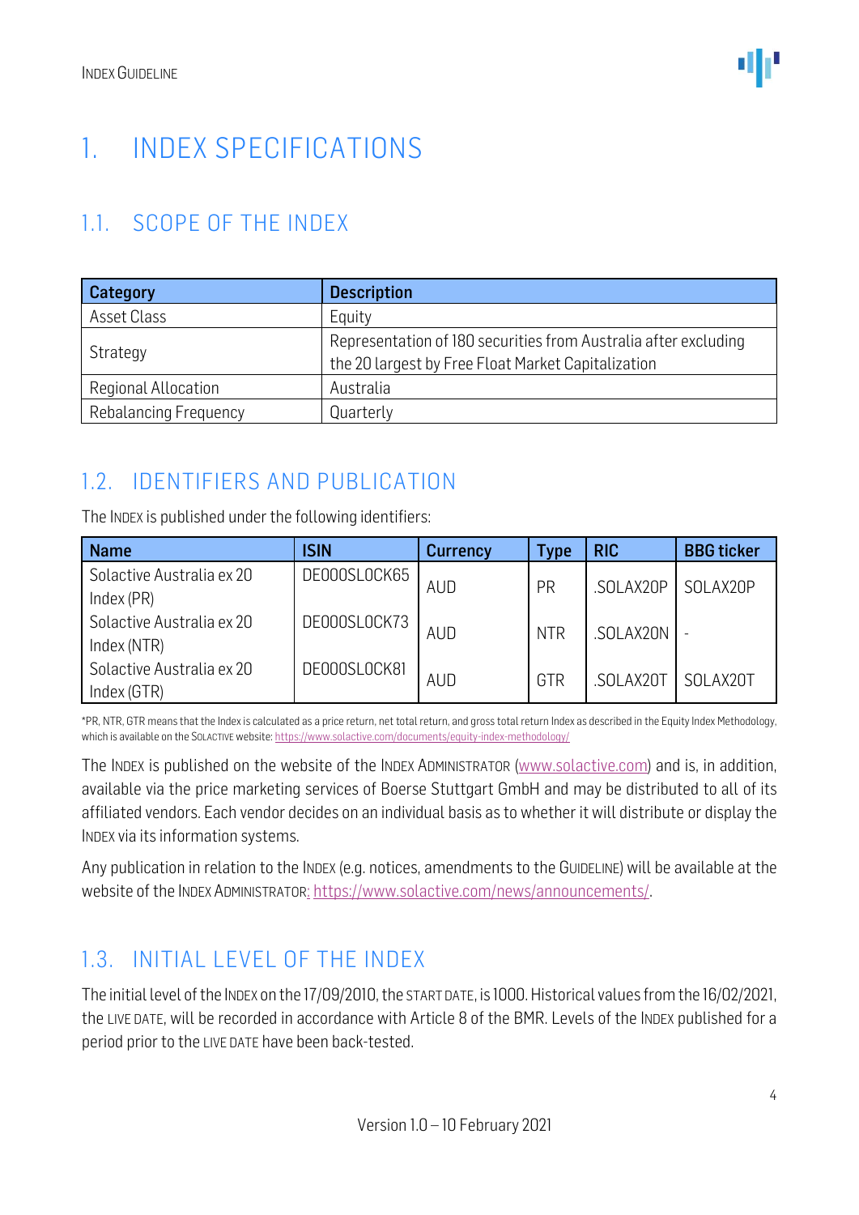# 1. INDEX SPECIFICATIONS

## 1.1. SCOPE OF THE INDEX

| Category | Description |
|---|---|
| Asset Class | Equity |
| Strategy | Representation of 180 securities from Australia after excluding the 20 largest by Free Float Market Capitalization |
| Regional Allocation | Australia |
| Rebalancing Frequency | Quarterly |

## 1.2. IDENTIFIERS AND PUBLICATION

The INDEX is published under the following identifiers:

| Name | ISIN | Currency | Type | RIC | BBG ticker |
|---|---|---|---|---|---|
| Solactive Australia ex 20 Index (PR) | DE000SL0CK65 | AUD | PR | .SOLAX20P | SOLAX20P |
| Solactive Australia ex 20 Index (NTR) | DE000SL0CK73 | AUD | NTR | .SOLAX20N | - |
| Solactive Australia ex 20 Index (GTR) | DE000SL0CK81 | AUD | GTR | .SOLAX20T | SOLAX20T |

*PR, NTR, GTR means that the Index is calculated as a price return, net total return, and gross total return Index as described in the Equity Index Methodology, which is available on the SOLACTIVE website: https://www.solactive.com/documents/equity-index-methodology/

The INDEX is published on the website of the INDEX ADMINISTRATOR (www.solactive.com) and is, in addition, available via the price marketing services of Boerse Stuttgart GmbH and may be distributed to all of its affiliated vendors. Each vendor decides on an individual basis as to whether it will distribute or display the INDEX via its information systems.

Any publication in relation to the INDEX (e.g. notices, amendments to the GUIDELINE) will be available at the website of the INDEX ADMINISTRATOR: https://www.solactive.com/news/announcements/.

## 1.3. INITIAL LEVEL OF THE INDEX

The initial level of the INDEX on the 17/09/2010, the START DATE, is 1000. Historical values from the 16/02/2021, the LIVE DATE, will be recorded in accordance with Article 8 of the BMR. Levels of the INDEX published for a period prior to the LIVE DATE have been back-tested.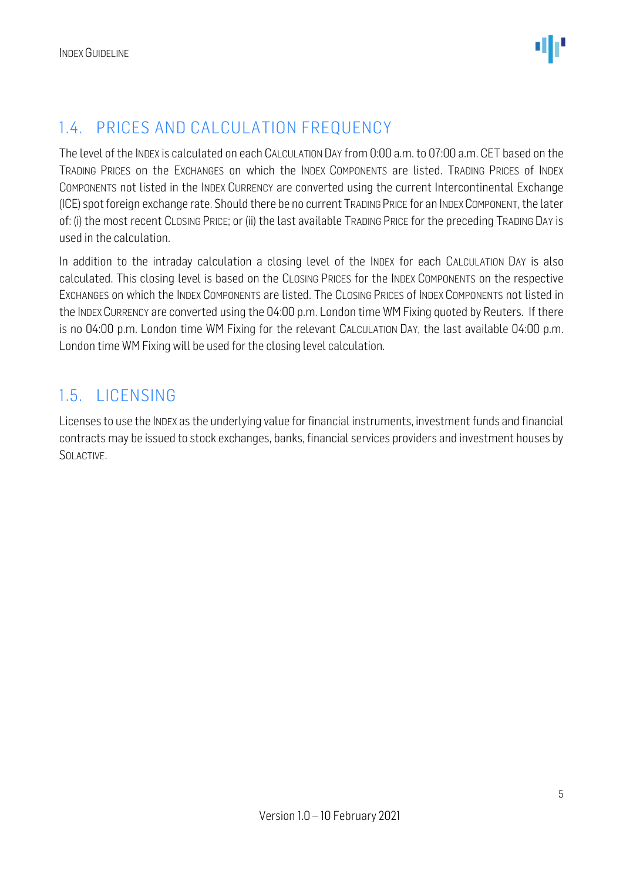## 1.4. PRICES AND CALCULATION FREQUENCY

The level of the INDEX is calculated on each CALCULATION DAY from 0:00 a.m. to 07:00 a.m. CET based on the TRADING PRICES on the EXCHANGES on which the INDEX COMPONENTS are listed. TRADING PRICES of INDEX COMPONENTS not listed in the INDEX CURRENCY are converted using the current Intercontinental Exchange (ICE) spot foreign exchange rate. Should there be no current TRADING PRICE for an INDEX COMPONENT, the later of: (i) the most recent CLOSING PRICE; or (ii) the last available TRADING PRICE for the preceding TRADING DAY is used in the calculation.

In addition to the intraday calculation a closing level of the INDEX for each CALCULATION DAY is also calculated. This closing level is based on the CLOSING PRICES for the INDEX COMPONENTS on the respective EXCHANGES on which the INDEX COMPONENTS are listed. The CLOSING PRICES of INDEX COMPONENTS not listed in the INDEX CURRENCY are converted using the 04:00 p.m. London time WM Fixing quoted by Reuters. If there is no 04:00 p.m. London time WM Fixing for the relevant CALCULATION DAY, the last available 04:00 p.m. London time WM Fixing will be used for the closing level calculation.

## 1.5. LICENSING

Licenses to use the INDEX as the underlying value for financial instruments, investment funds and financial contracts may be issued to stock exchanges, banks, financial services providers and investment houses by SOLACTIVE.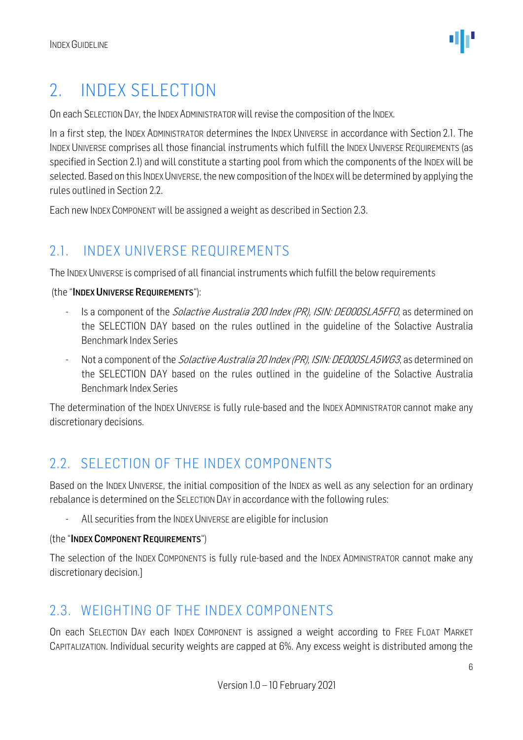# 2. INDEX SELECTION

On each SELECTION DAY, the INDEX ADMINISTRATOR will revise the composition of the INDEX.

In a first step, the INDEX ADMINISTRATOR determines the INDEX UNIVERSE in accordance with Section 2.1. The INDEX UNIVERSE comprises all those financial instruments which fulfill the INDEX UNIVERSE REQUIREMENTS (as specified in Section 2.1) and will constitute a starting pool from which the components of the INDEX will be selected. Based on this INDEX UNIVERSE, the new composition of the INDEX will be determined by applying the rules outlined in Section 2.2.

Each new INDEX COMPONENT will be assigned a weight as described in Section 2.3.

## 2.1. INDEX UNIVERSE REQUIREMENTS

The INDEX UNIVERSE is comprised of all financial instruments which fulfill the below requirements

(the "**INDEX UNIVERSE REQUIREMENTS**"):

- Is a component of the *Solactive Australia 200 Index (PR), ISIN: DE000SLA5FF0*, as determined on the SELECTION DAY based on the rules outlined in the guideline of the Solactive Australia Benchmark Index Series
- Not a component of the *Solactive Australia 20 Index (PR), ISIN: DE000SLA5WG3*, as determined on the SELECTION DAY based on the rules outlined in the guideline of the Solactive Australia Benchmark Index Series

The determination of the INDEX UNIVERSE is fully rule-based and the INDEX ADMINISTRATOR cannot make any discretionary decisions.

## 2.2. SELECTION OF THE INDEX COMPONENTS

Based on the INDEX UNIVERSE, the initial composition of the INDEX as well as any selection for an ordinary rebalance is determined on the SELECTION DAY in accordance with the following rules:

- All securities from the INDEX UNIVERSE are eligible for inclusion

(the "**INDEX COMPONENT REQUIREMENTS**")

The selection of the INDEX COMPONENTS is fully rule-based and the INDEX ADMINISTRATOR cannot make any discretionary decision.]

## 2.3. WEIGHTING OF THE INDEX COMPONENTS

On each SELECTION DAY each INDEX COMPONENT is assigned a weight according to FREE FLOAT MARKET CAPITALIZATION. Individual security weights are capped at 6%. Any excess weight is distributed among the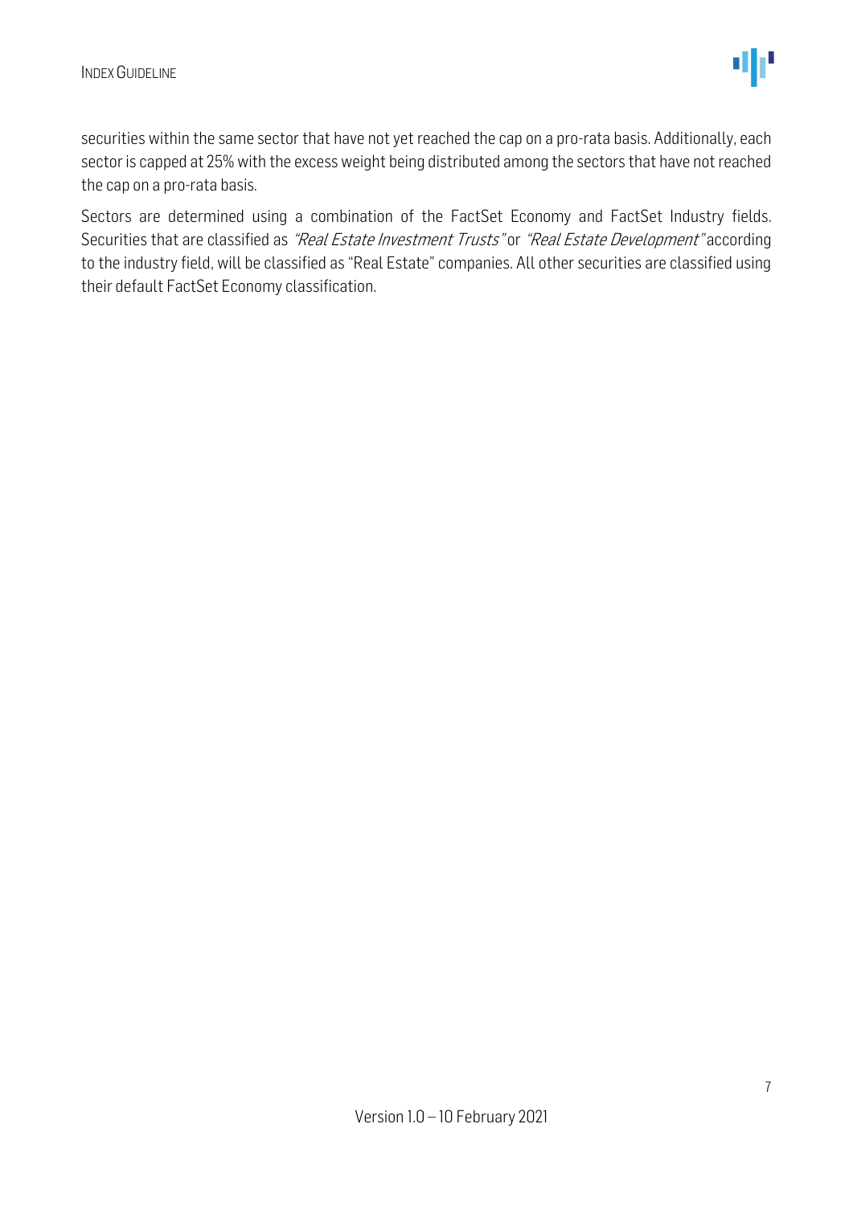securities within the same sector that have not yet reached the cap on a pro-rata basis. Additionally, each sector is capped at 25% with the excess weight being distributed among the sectors that have not reached the cap on a pro-rata basis.

Sectors are determined using a combination of the FactSet Economy and FactSet Industry fields. Securities that are classified as *"Real Estate Investment Trusts"* or *"Real Estate Development"* according to the industry field, will be classified as "Real Estate" companies. All other securities are classified using their default FactSet Economy classification.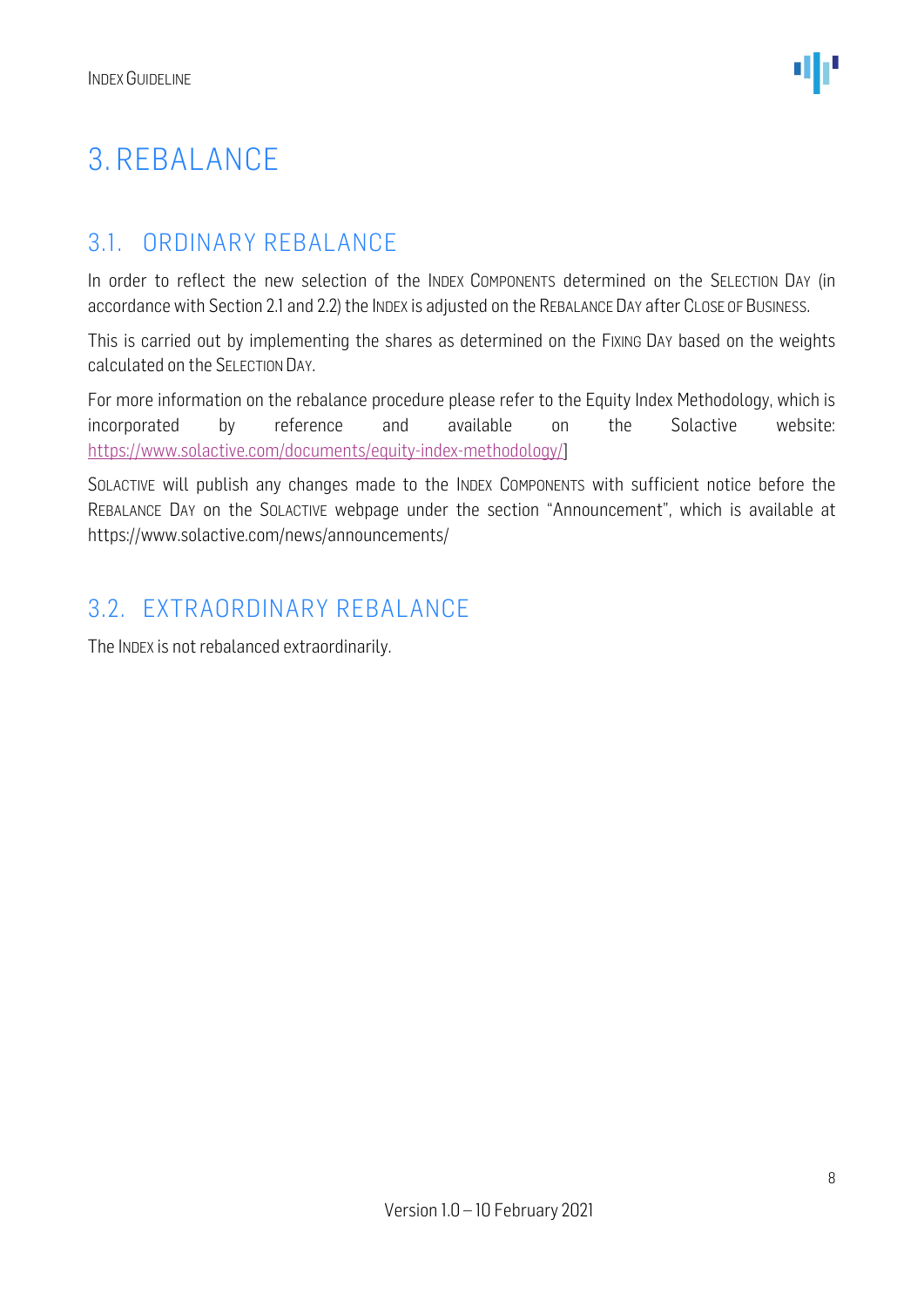# 3. REBALANCE

## 3.1. ORDINARY REBALANCE

In order to reflect the new selection of the INDEX COMPONENTS determined on the SELECTION DAY (in accordance with Section 2.1 and 2.2) the INDEX is adjusted on the REBALANCE DAY after CLOSE OF BUSINESS.

This is carried out by implementing the shares as determined on the FIXING DAY based on the weights calculated on the SELECTION DAY.

For more information on the rebalance procedure please refer to the Equity Index Methodology, which is incorporated by reference and available on the Solactive website: https://www.solactive.com/documents/equity-index-methodology/]

SOLACTIVE will publish any changes made to the INDEX COMPONENTS with sufficient notice before the REBALANCE DAY on the SOLACTIVE webpage under the section "Announcement", which is available at https://www.solactive.com/news/announcements/

## 3.2. EXTRAORDINARY REBALANCE

The INDEX is not rebalanced extraordinarily.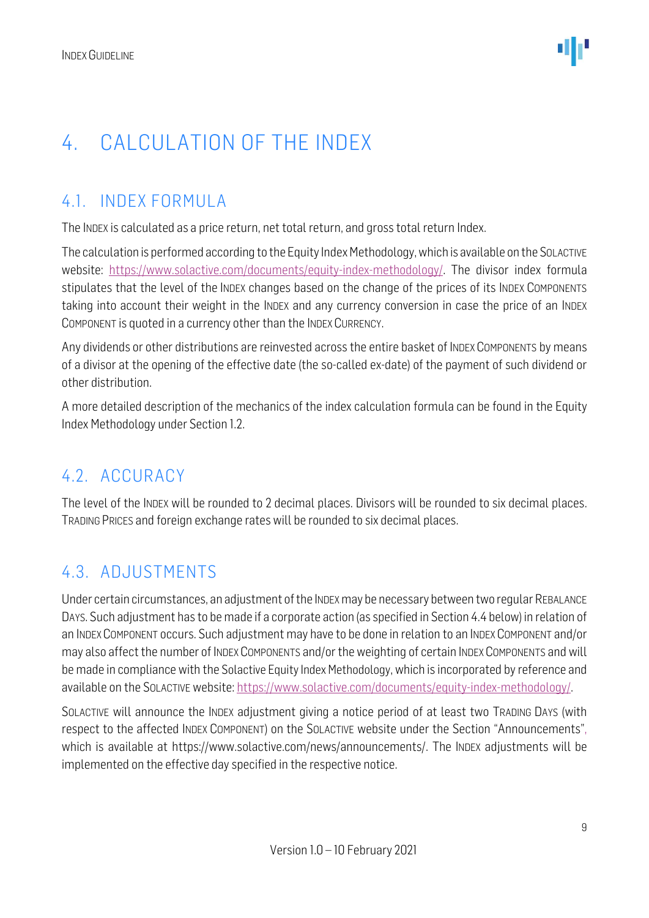# 4. CALCULATION OF THE INDEX

## 4.1. INDEX FORMULA

The INDEX is calculated as a price return, net total return, and gross total return Index.

The calculation is performed according to the Equity Index Methodology, which is available on the SOLACTIVE website: [https://www.solactive.com/documents/equity-index-methodology/](https://www.solactive.com/documents/equity-index-methodology/). The divisor index formula stipulates that the level of the INDEX changes based on the change of the prices of its INDEX COMPONENTS taking into account their weight in the INDEX and any currency conversion in case the price of an INDEX COMPONENT is quoted in a currency other than the INDEX CURRENCY.

Any dividends or other distributions are reinvested across the entire basket of INDEX COMPONENTS by means of a divisor at the opening of the effective date (the so-called ex-date) of the payment of such dividend or other distribution.

A more detailed description of the mechanics of the index calculation formula can be found in the Equity Index Methodology under Section 1.2.

## 4.2. ACCURACY

The level of the INDEX will be rounded to 2 decimal places. Divisors will be rounded to six decimal places. TRADING PRICES and foreign exchange rates will be rounded to six decimal places.

## 4.3. ADJUSTMENTS

Under certain circumstances, an adjustment of the INDEX may be necessary between two regular REBALANCE DAYS. Such adjustment has to be made if a corporate action (as specified in Section 4.4 below) in relation of an INDEX COMPONENT occurs. Such adjustment may have to be done in relation to an INDEX COMPONENT and/or may also affect the number of INDEX COMPONENTS and/or the weighting of certain INDEX COMPONENTS and will be made in compliance with the Solactive Equity Index Methodology, which is incorporated by reference and available on the SOLACTIVE website: [https://www.solactive.com/documents/equity-index-methodology/](https://www.solactive.com/documents/equity-index-methodology/).

SOLACTIVE will announce the INDEX adjustment giving a notice period of at least two TRADING DAYS (with respect to the affected INDEX COMPONENT) on the SOLACTIVE website under the Section "Announcements", which is available at https://www.solactive.com/news/announcements/. The INDEX adjustments will be implemented on the effective day specified in the respective notice.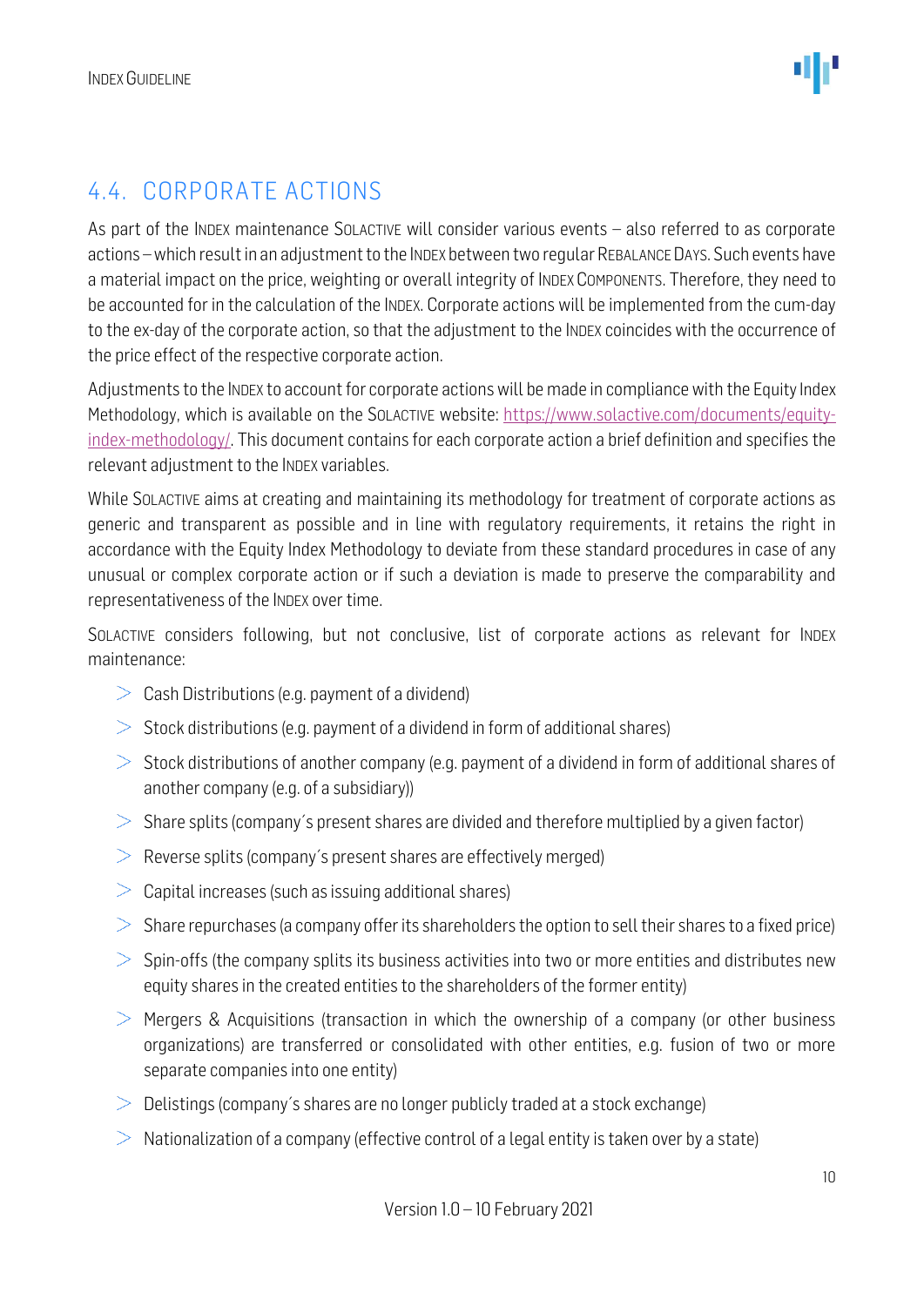## 4.4. CORPORATE ACTIONS

As part of the INDEX maintenance SOLACTIVE will consider various events – also referred to as corporate actions – which result in an adjustment to the INDEX between two regular REBALANCE DAYS. Such events have a material impact on the price, weighting or overall integrity of INDEX COMPONENTS. Therefore, they need to be accounted for in the calculation of the INDEX. Corporate actions will be implemented from the cum-day to the ex-day of the corporate action, so that the adjustment to the INDEX coincides with the occurrence of the price effect of the respective corporate action.

Adjustments to the INDEX to account for corporate actions will be made in compliance with the Equity Index Methodology, which is available on the SOLACTIVE website: [https://www.solactive.com/documents/equity-index-methodology/](https://www.solactive.com/documents/equity-index-methodology/). This document contains for each corporate action a brief definition and specifies the relevant adjustment to the INDEX variables.

While SOLACTIVE aims at creating and maintaining its methodology for treatment of corporate actions as generic and transparent as possible and in line with regulatory requirements, it retains the right in accordance with the Equity Index Methodology to deviate from these standard procedures in case of any unusual or complex corporate action or if such a deviation is made to preserve the comparability and representativeness of the INDEX over time.

SOLACTIVE considers following, but not conclusive, list of corporate actions as relevant for INDEX maintenance:

- Cash Distributions (e.g. payment of a dividend)
- Stock distributions (e.g. payment of a dividend in form of additional shares)
- Stock distributions of another company (e.g. payment of a dividend in form of additional shares of another company (e.g. of a subsidiary))
- Share splits (company´s present shares are divided and therefore multiplied by a given factor)
- Reverse splits (company´s present shares are effectively merged)
- Capital increases (such as issuing additional shares)
- Share repurchases (a company offer its shareholders the option to sell their shares to a fixed price)
- Spin-offs (the company splits its business activities into two or more entities and distributes new equity shares in the created entities to the shareholders of the former entity)
- Mergers & Acquisitions (transaction in which the ownership of a company (or other business organizations) are transferred or consolidated with other entities, e.g. fusion of two or more separate companies into one entity)
- Delistings (company´s shares are no longer publicly traded at a stock exchange)
- Nationalization of a company (effective control of a legal entity is taken over by a state)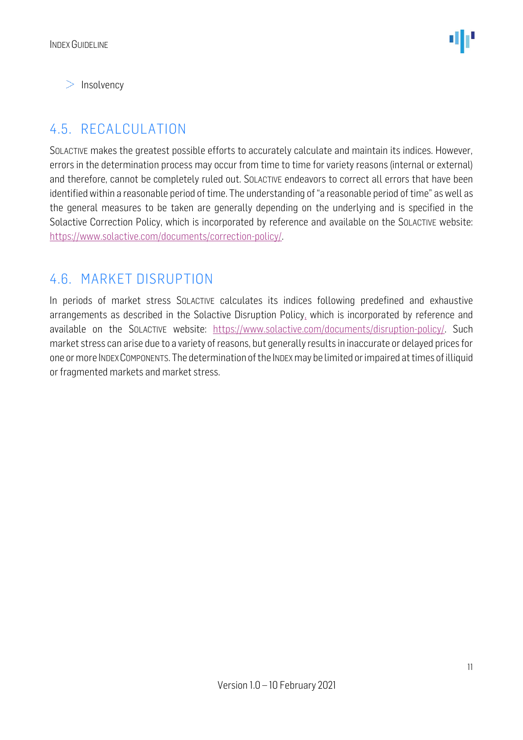- Insolvency

## 4.5. RECALCULATION

SOLACTIVE makes the greatest possible efforts to accurately calculate and maintain its indices. However, errors in the determination process may occur from time to time for variety reasons (internal or external) and therefore, cannot be completely ruled out. SOLACTIVE endeavors to correct all errors that have been identified within a reasonable period of time. The understanding of "a reasonable period of time" as well as the general measures to be taken are generally depending on the underlying and is specified in the Solactive Correction Policy, which is incorporated by reference and available on the SOLACTIVE website: https://www.solactive.com/documents/correction-policy/.

## 4.6. MARKET DISRUPTION

In periods of market stress SOLACTIVE calculates its indices following predefined and exhaustive arrangements as described in the Solactive Disruption Policy, which is incorporated by reference and available on the SOLACTIVE website: https://www.solactive.com/documents/disruption-policy/. Such market stress can arise due to a variety of reasons, but generally results in inaccurate or delayed prices for one or more INDEX COMPONENTS. The determination of the INDEX may be limited or impaired at times of illiquid or fragmented markets and market stress.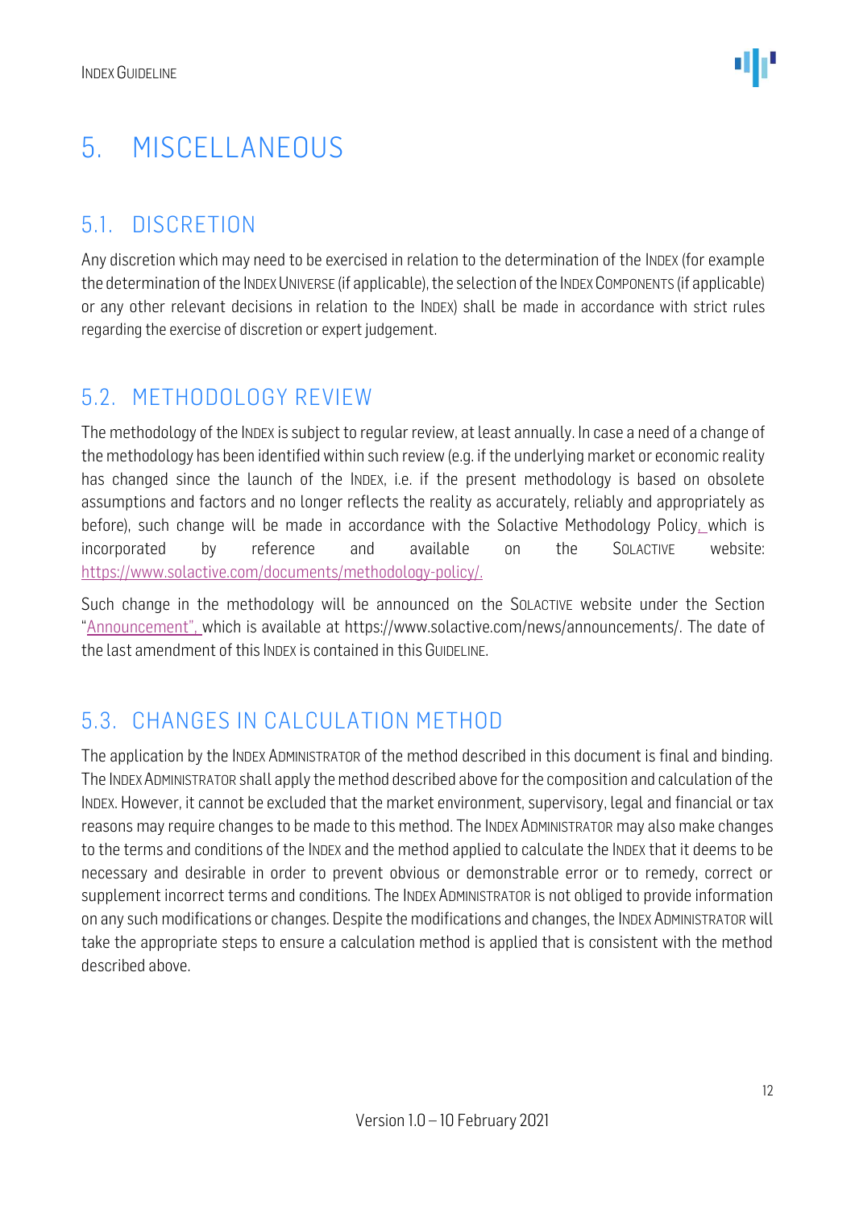# 5. MISCELLANEOUS

## 5.1. DISCRETION

Any discretion which may need to be exercised in relation to the determination of the INDEX (for example the determination of the INDEX UNIVERSE (if applicable), the selection of the INDEX COMPONENTS (if applicable) or any other relevant decisions in relation to the INDEX) shall be made in accordance with strict rules regarding the exercise of discretion or expert judgement.

## 5.2. METHODOLOGY REVIEW

The methodology of the INDEX is subject to regular review, at least annually. In case a need of a change of the methodology has been identified within such review (e.g. if the underlying market or economic reality has changed since the launch of the INDEX, i.e. if the present methodology is based on obsolete assumptions and factors and no longer reflects the reality as accurately, reliably and appropriately as before), such change will be made in accordance with the Solactive Methodology Policy, which is incorporated by reference and available on the SOLACTIVE website: https://www.solactive.com/documents/methodology-policy/.

Such change in the methodology will be announced on the SOLACTIVE website under the Section "Announcement", which is available at https://www.solactive.com/news/announcements/. The date of the last amendment of this INDEX is contained in this GUIDELINE.

## 5.3. CHANGES IN CALCULATION METHOD

The application by the INDEX ADMINISTRATOR of the method described in this document is final and binding. The INDEX ADMINISTRATOR shall apply the method described above for the composition and calculation of the INDEX. However, it cannot be excluded that the market environment, supervisory, legal and financial or tax reasons may require changes to be made to this method. The INDEX ADMINISTRATOR may also make changes to the terms and conditions of the INDEX and the method applied to calculate the INDEX that it deems to be necessary and desirable in order to prevent obvious or demonstrable error or to remedy, correct or supplement incorrect terms and conditions. The INDEX ADMINISTRATOR is not obliged to provide information on any such modifications or changes. Despite the modifications and changes, the INDEX ADMINISTRATOR will take the appropriate steps to ensure a calculation method is applied that is consistent with the method described above.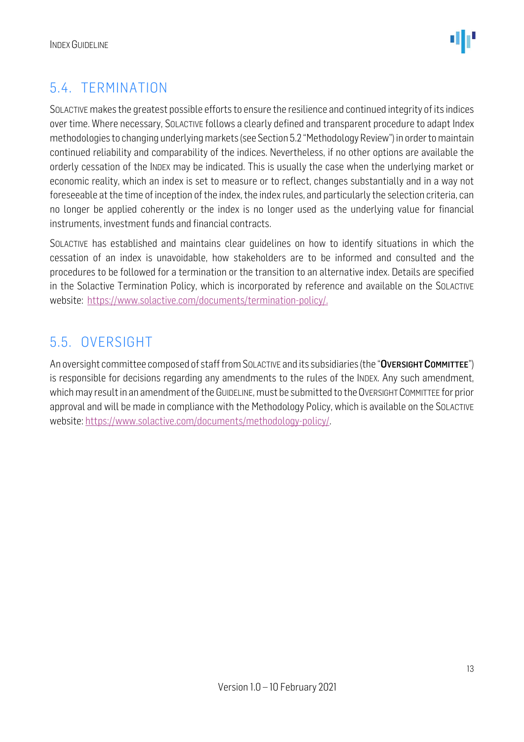## 5.4. TERMINATION

SOLACTIVE makes the greatest possible efforts to ensure the resilience and continued integrity of its indices over time. Where necessary, SOLACTIVE follows a clearly defined and transparent procedure to adapt Index methodologies to changing underlying markets (see Section 5.2 "Methodology Review") in order to maintain continued reliability and comparability of the indices. Nevertheless, if no other options are available the orderly cessation of the INDEX may be indicated. This is usually the case when the underlying market or economic reality, which an index is set to measure or to reflect, changes substantially and in a way not foreseeable at the time of inception of the index, the index rules, and particularly the selection criteria, can no longer be applied coherently or the index is no longer used as the underlying value for financial instruments, investment funds and financial contracts.

SOLACTIVE has established and maintains clear guidelines on how to identify situations in which the cessation of an index is unavoidable, how stakeholders are to be informed and consulted and the procedures to be followed for a termination or the transition to an alternative index. Details are specified in the Solactive Termination Policy, which is incorporated by reference and available on the SOLACTIVE website: https://www.solactive.com/documents/termination-policy/.

## 5.5. OVERSIGHT

An oversight committee composed of staff from SOLACTIVE and its subsidiaries (the "**OVERSIGHT COMMITTEE**") is responsible for decisions regarding any amendments to the rules of the INDEX. Any such amendment, which may result in an amendment of the GUIDELINE, must be submitted to the OVERSIGHT COMMITTEE for prior approval and will be made in compliance with the Methodology Policy, which is available on the SOLACTIVE website: https://www.solactive.com/documents/methodology-policy/.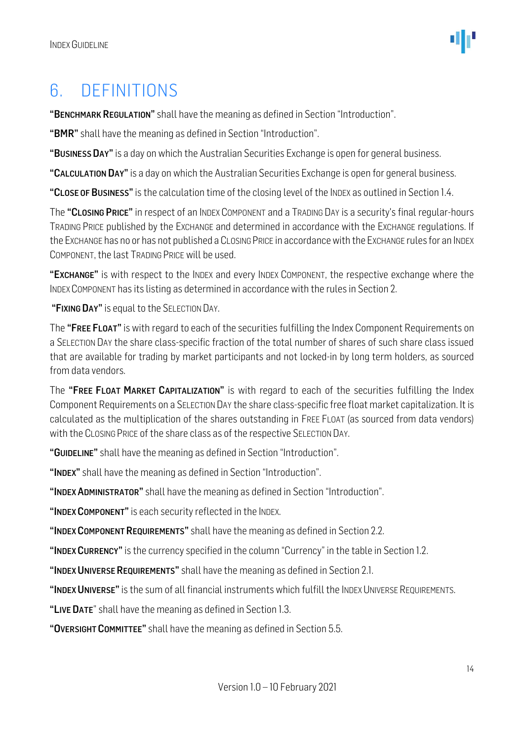# 6. DEFINITIONS

"**BENCHMARK REGULATION**" shall have the meaning as defined in Section "Introduction".

"**BMR**" shall have the meaning as defined in Section "Introduction".

"**BUSINESS DAY**" is a day on which the Australian Securities Exchange is open for general business.

"**CALCULATION DAY**" is a day on which the Australian Securities Exchange is open for general business.

"**CLOSE OF BUSINESS**" is the calculation time of the closing level of the INDEX as outlined in Section 1.4.

The "**CLOSING PRICE**" in respect of an INDEX COMPONENT and a TRADING DAY is a security's final regular-hours TRADING PRICE published by the EXCHANGE and determined in accordance with the EXCHANGE regulations. If the EXCHANGE has no or has not published a CLOSING PRICE in accordance with the EXCHANGE rules for an INDEX COMPONENT, the last TRADING PRICE will be used.

"**EXCHANGE**" is with respect to the INDEX and every INDEX COMPONENT, the respective exchange where the INDEX COMPONENT has its listing as determined in accordance with the rules in Section 2.

"**FIXING DAY**" is equal to the SELECTION DAY.

The "**FREE FLOAT**" is with regard to each of the securities fulfilling the Index Component Requirements on a SELECTION DAY the share class-specific fraction of the total number of shares of such share class issued that are available for trading by market participants and not locked-in by long term holders, as sourced from data vendors.

The "**FREE FLOAT MARKET CAPITALIZATION**" is with regard to each of the securities fulfilling the Index Component Requirements on a SELECTION DAY the share class-specific free float market capitalization. It is calculated as the multiplication of the shares outstanding in FREE FLOAT (as sourced from data vendors) with the CLOSING PRICE of the share class as of the respective SELECTION DAY.

"**GUIDELINE**" shall have the meaning as defined in Section "Introduction".

"**INDEX**" shall have the meaning as defined in Section "Introduction".

"**INDEX ADMINISTRATOR**" shall have the meaning as defined in Section "Introduction".

"**INDEX COMPONENT**" is each security reflected in the INDEX.

"**INDEX COMPONENT REQUIREMENTS**" shall have the meaning as defined in Section 2.2.

"**INDEX CURRENCY**" is the currency specified in the column "Currency" in the table in Section 1.2.

"**INDEX UNIVERSE REQUIREMENTS**" shall have the meaning as defined in Section 2.1.

"**INDEX UNIVERSE**" is the sum of all financial instruments which fulfill the INDEX UNIVERSE REQUIREMENTS.

"**LIVE DATE**" shall have the meaning as defined in Section 1.3.

"**OVERSIGHT COMMITTEE**" shall have the meaning as defined in Section 5.5.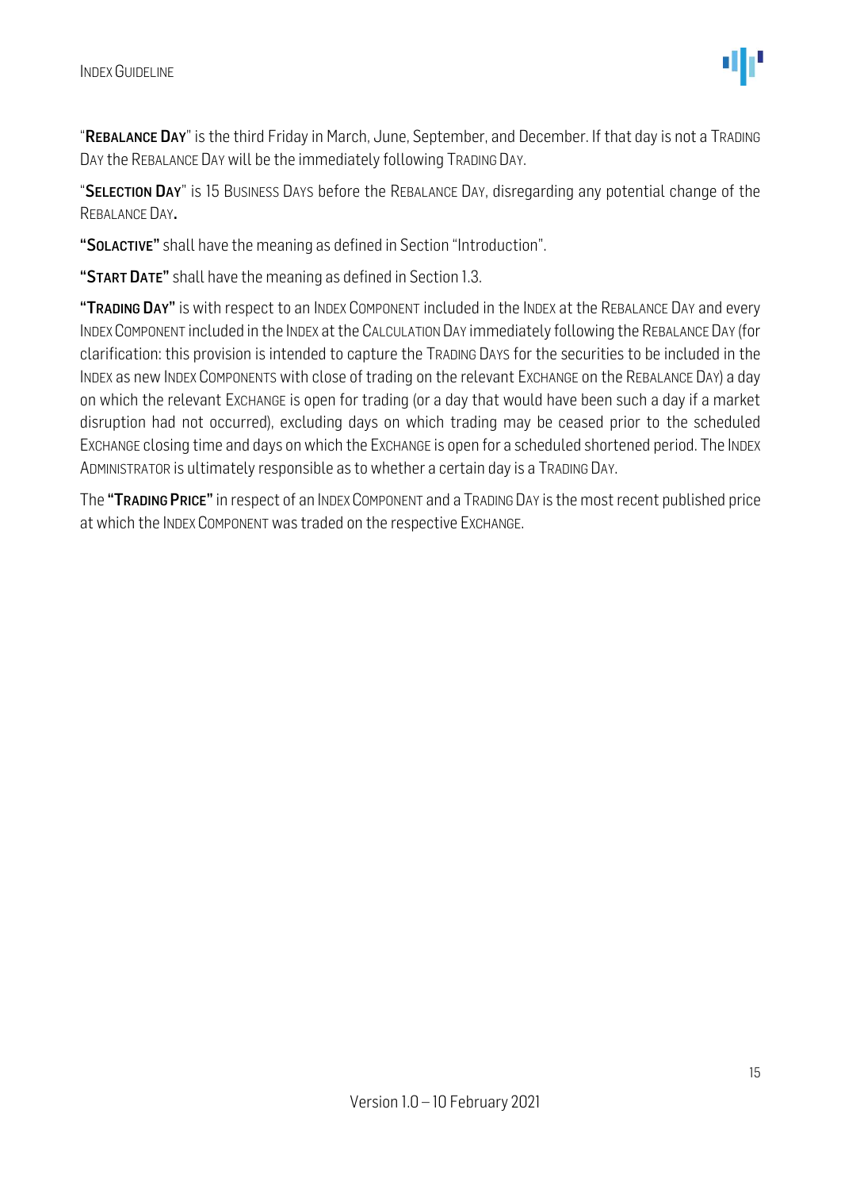"**REBALANCE DAY**" is the third Friday in March, June, September, and December. If that day is not a TRADING DAY the REBALANCE DAY will be the immediately following TRADING DAY.

"**SELECTION DAY**" is 15 BUSINESS DAYS before the REBALANCE DAY, disregarding any potential change of the REBALANCE DAY.

"**SOLACTIVE**" shall have the meaning as defined in Section "Introduction".

"**START DATE**" shall have the meaning as defined in Section 1.3.

"**TRADING DAY**" is with respect to an INDEX COMPONENT included in the INDEX at the REBALANCE DAY and every INDEX COMPONENT included in the INDEX at the CALCULATION DAY immediately following the REBALANCE DAY (for clarification: this provision is intended to capture the TRADING DAYS for the securities to be included in the INDEX as new INDEX COMPONENTS with close of trading on the relevant EXCHANGE on the REBALANCE DAY) a day on which the relevant EXCHANGE is open for trading (or a day that would have been such a day if a market disruption had not occurred), excluding days on which trading may be ceased prior to the scheduled EXCHANGE closing time and days on which the EXCHANGE is open for a scheduled shortened period. The INDEX ADMINISTRATOR is ultimately responsible as to whether a certain day is a TRADING DAY.

The "**TRADING PRICE**" in respect of an INDEX COMPONENT and a TRADING DAY is the most recent published price at which the INDEX COMPONENT was traded on the respective EXCHANGE.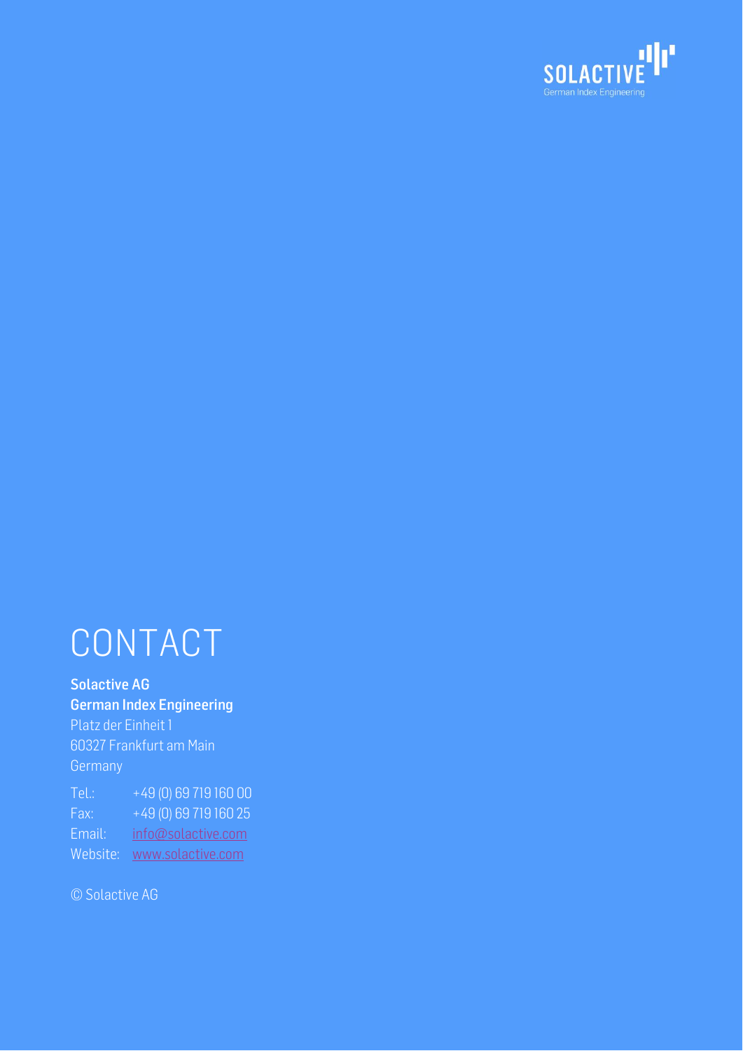# CONTACT

**Solactive AG**
**German Index Engineering**
Platz der Einheit 1
60327 Frankfurt am Main
Germany

Tel.: +49 (0) 69 719 160 00
Fax: +49 (0) 69 719 160 25
Email: info@solactive.com
Website: www.solactive.com

© Solactive AG